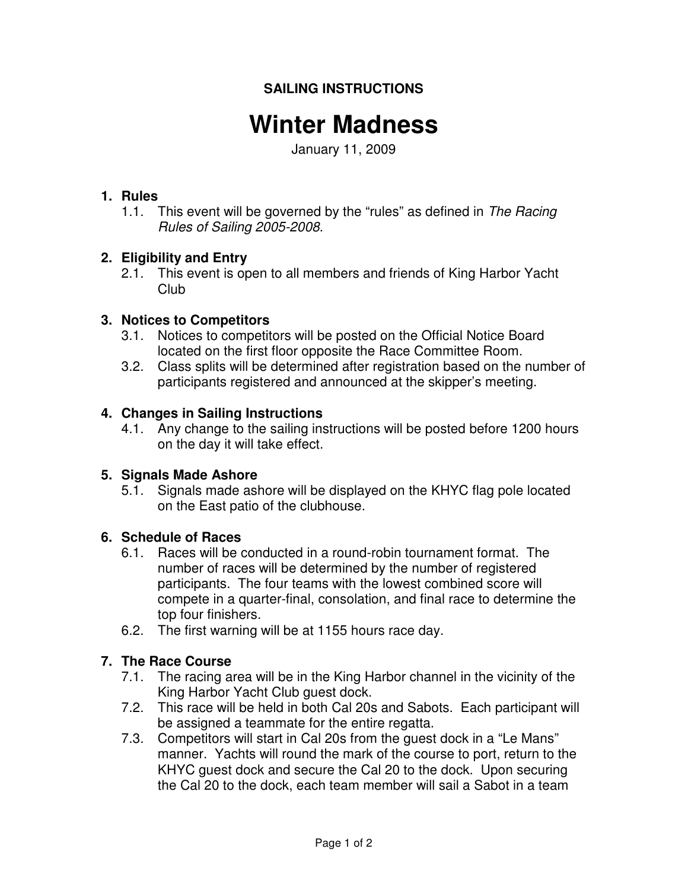**SAILING INSTRUCTIONS**

# Winter Madness

January 11, 2009

## 1. Rules

1.1. This event will be governed by the “rules” as defined in *The Racing Rules of Sailing 2005-2008*.

## 2. Eligibility and Entry

2.1. This event is open to all members and friends of King Harbor Yacht Club

## 3. Notices to Competitors

3.1. Notices to competitors will be posted on the Official Notice Board located on the first floor opposite the Race Committee Room.

3.2. Class splits will be determined after registration based on the number of participants registered and announced at the skipper’s meeting.

## 4. Changes in Sailing Instructions

4.1. Any change to the sailing instructions will be posted before 1200 hours on the day it will take effect.

## 5. Signals Made Ashore

5.1. Signals made ashore will be displayed on the KHYC flag pole located on the East patio of the clubhouse.

## 6. Schedule of Races

6.1. Races will be conducted in a round-robin tournament format. The number of races will be determined by the number of registered participants. The four teams with the lowest combined score will compete in a quarter-final, consolation, and final race to determine the top four finishers.

6.2. The first warning will be at 1155 hours race day.

## 7. The Race Course

7.1. The racing area will be in the King Harbor channel in the vicinity of the King Harbor Yacht Club guest dock.

7.2. This race will be held in both Cal 20s and Sabots. Each participant will be assigned a teammate for the entire regatta.

7.3. Competitors will start in Cal 20s from the guest dock in a “Le Mans” manner. Yachts will round the mark of the course to port, return to the KHYC guest dock and secure the Cal 20 to the dock. Upon securing the Cal 20 to the dock, each team member will sail a Sabot in a team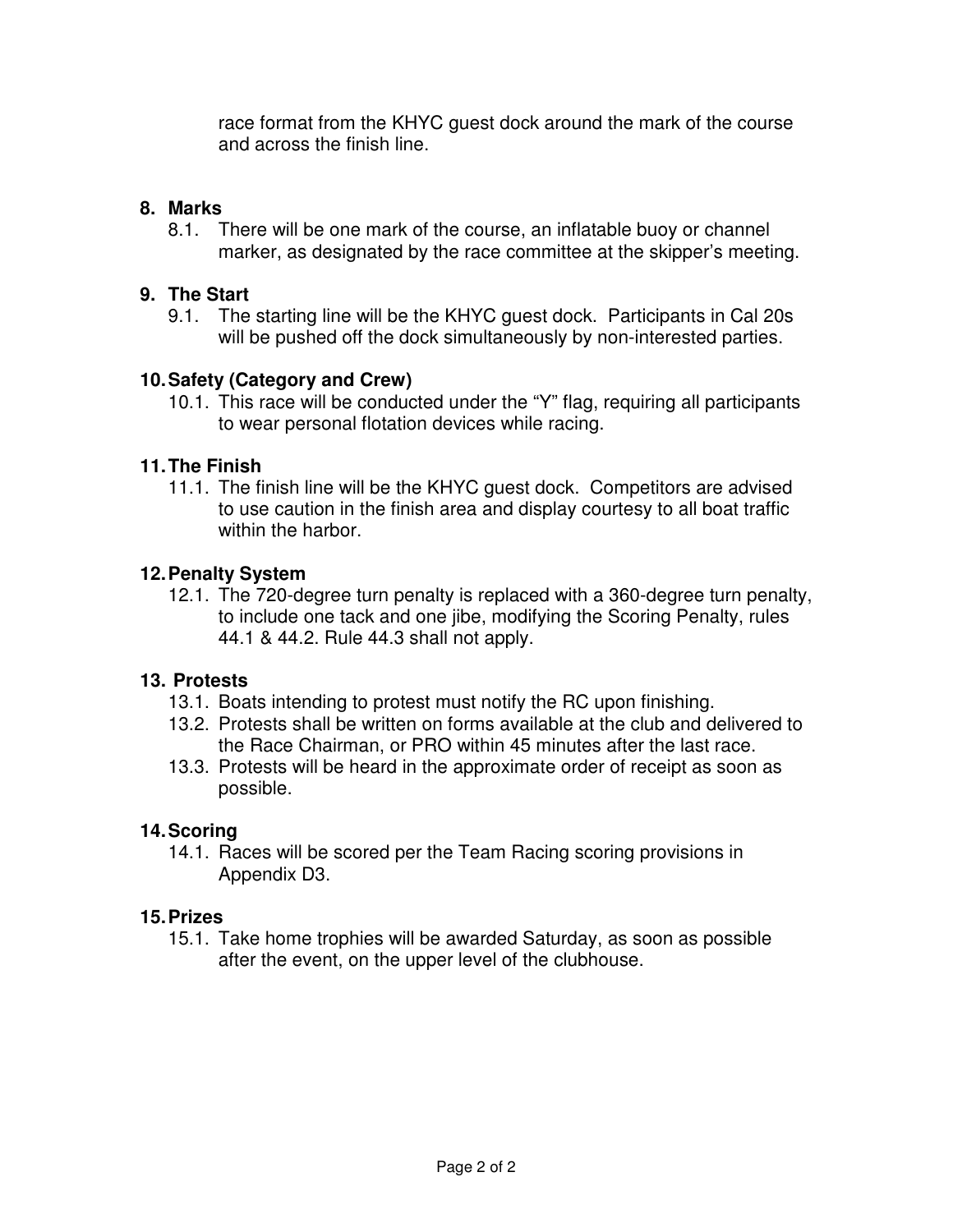race format from the KHYC guest dock around the mark of the course and across the finish line.

## 8. Marks

8.1. There will be one mark of the course, an inflatable buoy or channel marker, as designated by the race committee at the skipper's meeting.

## 9. The Start

9.1. The starting line will be the KHYC guest dock. Participants in Cal 20s will be pushed off the dock simultaneously by non-interested parties.

## 10. Safety (Category and Crew)

10.1. This race will be conducted under the "Y" flag, requiring all participants to wear personal flotation devices while racing.

## 11. The Finish

11.1. The finish line will be the KHYC guest dock. Competitors are advised to use caution in the finish area and display courtesy to all boat traffic within the harbor.

## 12. Penalty System

12.1. The 720-degree turn penalty is replaced with a 360-degree turn penalty, to include one tack and one jibe, modifying the Scoring Penalty, rules 44.1 & 44.2. Rule 44.3 shall not apply.

## 13. Protests

13.1. Boats intending to protest must notify the RC upon finishing.

13.2. Protests shall be written on forms available at the club and delivered to the Race Chairman, or PRO within 45 minutes after the last race.

13.3. Protests will be heard in the approximate order of receipt as soon as possible.

## 14. Scoring

14.1. Races will be scored per the Team Racing scoring provisions in Appendix D3.

## 15. Prizes

15.1. Take home trophies will be awarded Saturday, as soon as possible after the event, on the upper level of the clubhouse.